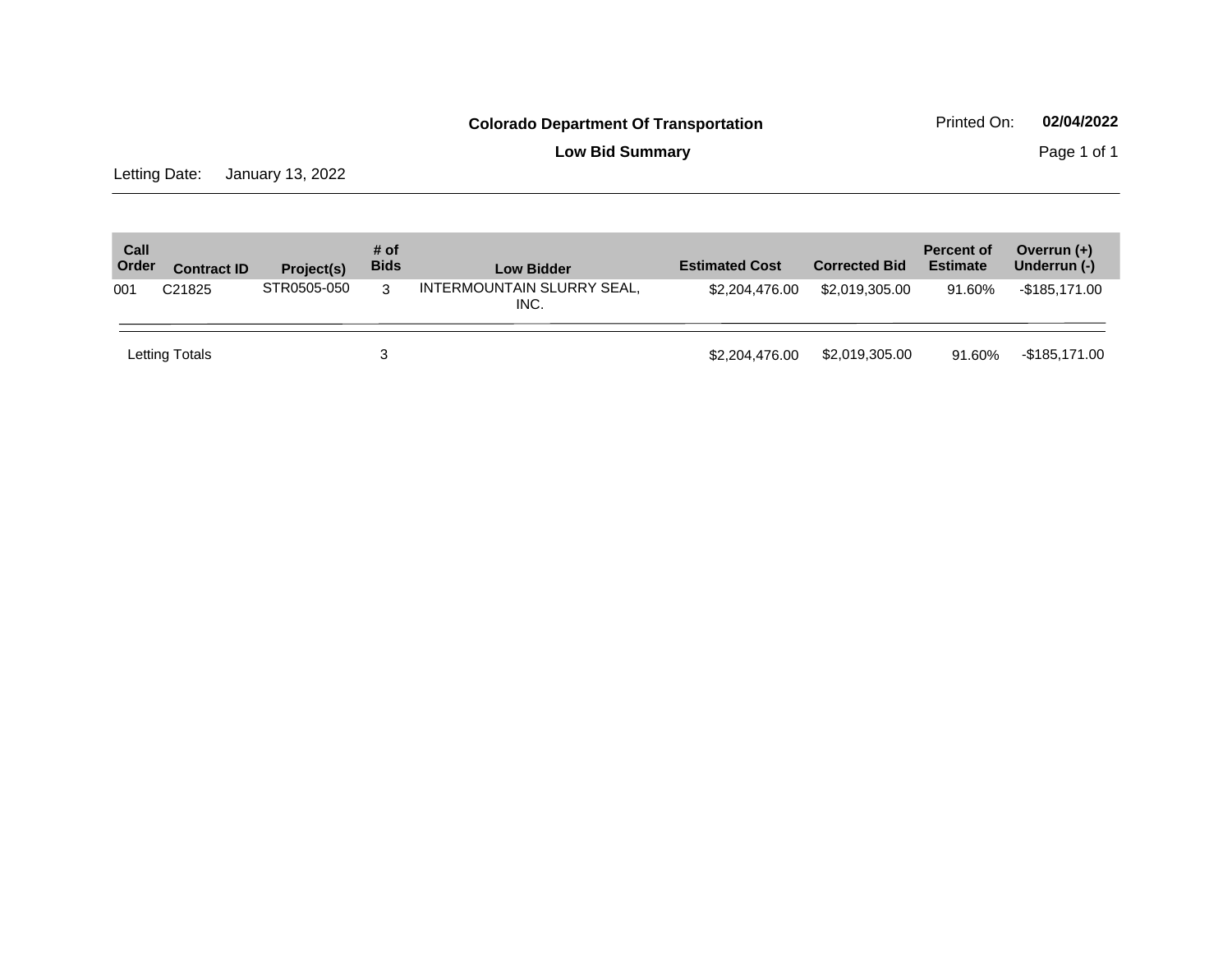**Colorado Department Of Transportation**

Printed On: **02/04/2022**

**Low Bid Summary**

Letting Date: January 13, 2022

| Call Order | Contract ID | Project(s) | # of Bids | Low Bidder | Estimated Cost | Corrected Bid | Percent of Estimate | Overrun (+) Underrun (-) |
|---|---|---|---|---|---|---|---|---|
| 001 | C21825 | STR0505-050 | 3 | INTERMOUNTAIN SLURRY SEAL, INC. | $2,204,476.00 | $2,019,305.00 | 91.60% | -$185,171.00 |
| Letting Totals | | | 3 | | $2,204,476.00 | $2,019,305.00 | 91.60% | -$185,171.00 |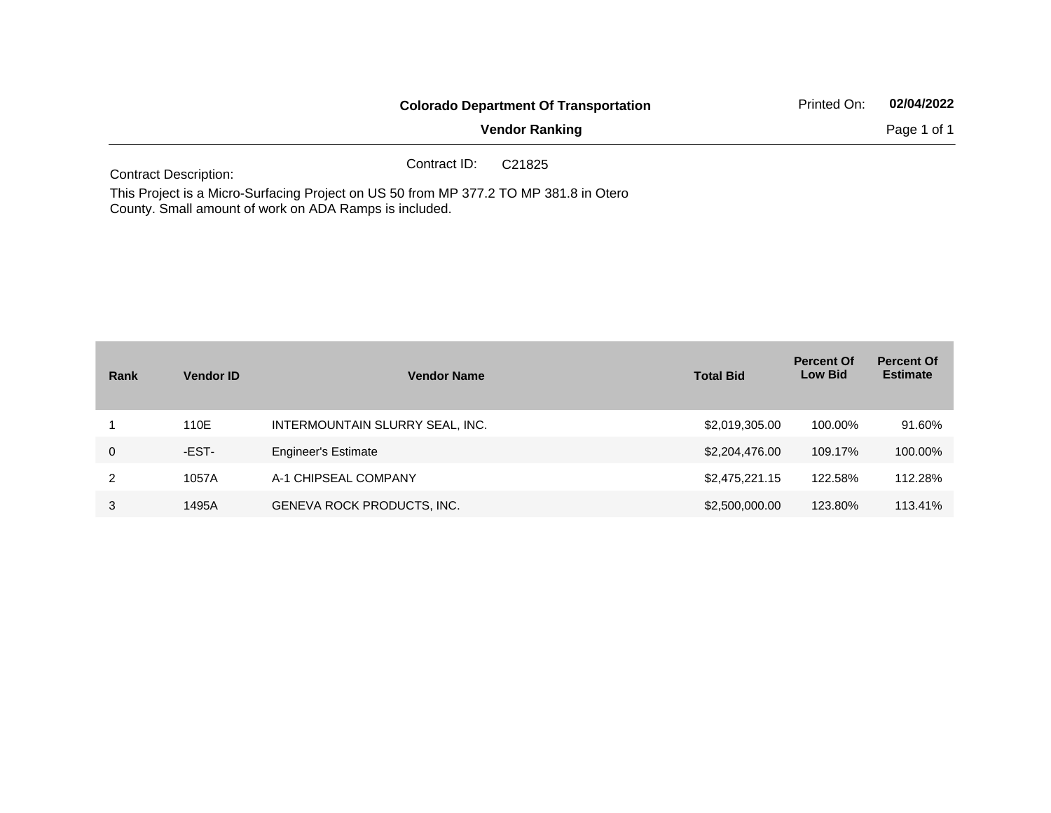**Colorado Department Of Transportation**

**Vendor Ranking**

Printed On: **02/04/2022**

Contract ID: C21825

Contract Description:

This Project is a Micro-Surfacing Project on US 50 from MP 377.2 TO MP 381.8 in Otero County. Small amount of work on ADA Ramps is included.

| Rank | Vendor ID | Vendor Name | Total Bid | Percent Of Low Bid | Percent Of Estimate |
|---|---|---|---|---|---|
| 1 | 110E | INTERMOUNTAIN SLURRY SEAL, INC. | $2,019,305.00 | 100.00% | 91.60% |
| 0 | -EST- | Engineer's Estimate | $2,204,476.00 | 109.17% | 100.00% |
| 2 | 1057A | A-1 CHIPSEAL COMPANY | $2,475,221.15 | 122.58% | 112.28% |
| 3 | 1495A | GENEVA ROCK PRODUCTS, INC. | $2,500,000.00 | 123.80% | 113.41% |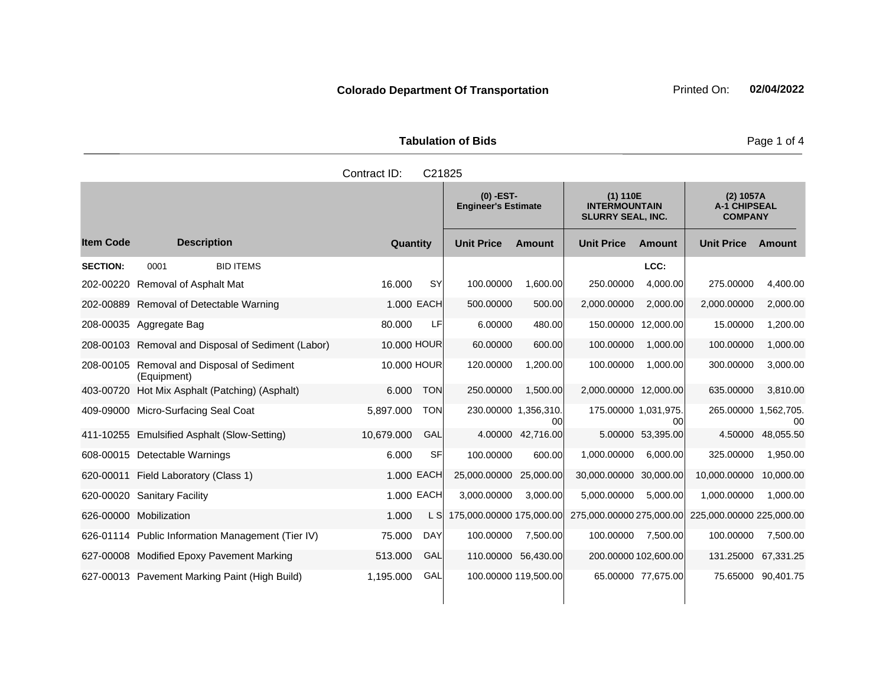**Colorado Department Of Transportation** Printed On: **02/04/2022**

**Tabulation of Bids**

Contract ID: C21825

| Item Code | Description | Quantity | | (0) -EST- Engineer's Estimate | | (1) 110E INTERMOUNTAIN SLURRY SEAL, INC. | | (2) 1057A A-1 CHIPSEAL COMPANY | |
|---|---|---|---|---|---|---|---|---|---|
| | | | | Unit Price | Amount | Unit Price | Amount | Unit Price | Amount |
| **SECTION:** | 0001 BID ITEMS | | | | | | LCC: | | |
| 202-00220 | Removal of Asphalt Mat | 16.000 | SY | 100.00000 | 1,600.00 | 250.00000 | 4,000.00 | 275.00000 | 4,400.00 |
| 202-00889 | Removal of Detectable Warning | 1.000 | EACH | 500.00000 | 500.00 | 2,000.00000 | 2,000.00 | 2,000.00000 | 2,000.00 |
| 208-00035 | Aggregate Bag | 80.000 | LF | 6.00000 | 480.00 | 150.00000 | 12,000.00 | 15.00000 | 1,200.00 |
| 208-00103 | Removal and Disposal of Sediment (Labor) | 10.000 | HOUR | 60.00000 | 600.00 | 100.00000 | 1,000.00 | 100.00000 | 1,000.00 |
| 208-00105 | Removal and Disposal of Sediment (Equipment) | 10.000 | HOUR | 120.00000 | 1,200.00 | 100.00000 | 1,000.00 | 300.00000 | 3,000.00 |
| 403-00720 | Hot Mix Asphalt (Patching) (Asphalt) | 6.000 | TON | 250.00000 | 1,500.00 | 2,000.00000 | 12,000.00 | 635.00000 | 3,810.00 |
| 409-09000 | Micro-Surfacing Seal Coat | 5,897.000 | TON | 230.00000 | 1,356,310.00 | 175.00000 | 1,031,975.00 | 265.00000 | 1,562,705.00 |
| 411-10255 | Emulsified Asphalt (Slow-Setting) | 10,679.000 | GAL | 4.00000 | 42,716.00 | 5.00000 | 53,395.00 | 4.50000 | 48,055.50 |
| 608-00015 | Detectable Warnings | 6.000 | SF | 100.00000 | 600.00 | 1,000.00000 | 6,000.00 | 325.00000 | 1,950.00 |
| 620-00011 | Field Laboratory (Class 1) | 1.000 | EACH | 25,000.00000 | 25,000.00 | 30,000.00000 | 30,000.00 | 10,000.00000 | 10,000.00 |
| 620-00020 | Sanitary Facility | 1.000 | EACH | 3,000.00000 | 3,000.00 | 5,000.00000 | 5,000.00 | 1,000.00000 | 1,000.00 |
| 626-00000 | Mobilization | 1.000 | L S | 175,000.00000 | 175,000.00 | 275,000.00000 | 275,000.00 | 225,000.00000 | 225,000.00 |
| 626-01114 | Public Information Management (Tier IV) | 75.000 | DAY | 100.00000 | 7,500.00 | 100.00000 | 7,500.00 | 100.00000 | 7,500.00 |
| 627-00008 | Modified Epoxy Pavement Marking | 513.000 | GAL | 110.00000 | 56,430.00 | 200.00000 | 102,600.00 | 131.25000 | 67,331.25 |
| 627-00013 | Pavement Marking Paint (High Build) | 1,195.000 | GAL | 100.00000 | 119,500.00 | 65.00000 | 77,675.00 | 75.65000 | 90,401.75 |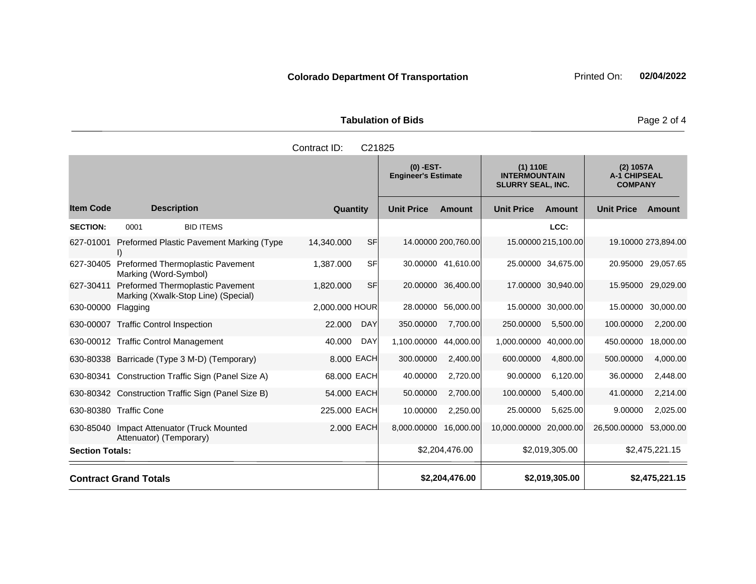**Colorado Department Of Transportation** Printed On: **02/04/2022**

**Tabulation of Bids**

Contract ID: C21825

| Item Code | Description | Quantity | | (0) -EST- Engineer's Estimate | | (1) 110E INTERMOUNTAIN SLURRY SEAL, INC. | | (2) 1057A A-1 CHIPSEAL COMPANY | |
|---|---|---|---|---|---|---|---|---|---|
| | | | | Unit Price | Amount | Unit Price | Amount | Unit Price | Amount |
| **SECTION:** | 0001 BID ITEMS | | | | | | LCC: | | |
| 627-01001 | Preformed Plastic Pavement Marking (Type I) | 14,340.000 | SF | 14.00000 | 200,760.00 | 15.00000 | 215,100.00 | 19.10000 | 273,894.00 |
| 627-30405 | Preformed Thermoplastic Pavement Marking (Word-Symbol) | 1,387.000 | SF | 30.00000 | 41,610.00 | 25.00000 | 34,675.00 | 20.95000 | 29,057.65 |
| 627-30411 | Preformed Thermoplastic Pavement Marking (Xwalk-Stop Line) (Special) | 1,820.000 | SF | 20.00000 | 36,400.00 | 17.00000 | 30,940.00 | 15.95000 | 29,029.00 |
| 630-00000 | Flagging | 2,000.000 | HOUR | 28.00000 | 56,000.00 | 15.00000 | 30,000.00 | 15.00000 | 30,000.00 |
| 630-00007 | Traffic Control Inspection | 22.000 | DAY | 350.00000 | 7,700.00 | 250.00000 | 5,500.00 | 100.00000 | 2,200.00 |
| 630-00012 | Traffic Control Management | 40.000 | DAY | 1,100.00000 | 44,000.00 | 1,000.00000 | 40,000.00 | 450.00000 | 18,000.00 |
| 630-80338 | Barricade (Type 3 M-D) (Temporary) | 8.000 | EACH | 300.00000 | 2,400.00 | 600.00000 | 4,800.00 | 500.00000 | 4,000.00 |
| 630-80341 | Construction Traffic Sign (Panel Size A) | 68.000 | EACH | 40.00000 | 2,720.00 | 90.00000 | 6,120.00 | 36.00000 | 2,448.00 |
| 630-80342 | Construction Traffic Sign (Panel Size B) | 54.000 | EACH | 50.00000 | 2,700.00 | 100.00000 | 5,400.00 | 41.00000 | 2,214.00 |
| 630-80380 | Traffic Cone | 225.000 | EACH | 10.00000 | 2,250.00 | 25.00000 | 5,625.00 | 9.00000 | 2,025.00 |
| 630-85040 | Impact Attenuator (Truck Mounted Attenuator) (Temporary) | 2.000 | EACH | 8,000.00000 | 16,000.00 | 10,000.00000 | 20,000.00 | 26,500.00000 | 53,000.00 |
| **Section Totals:** | | | | | $2,204,476.00 | | $2,019,305.00 | | $2,475,221.15 |
| **Contract Grand Totals** | | | | | **$2,204,476.00** | | **$2,019,305.00** | | **$2,475,221.15** |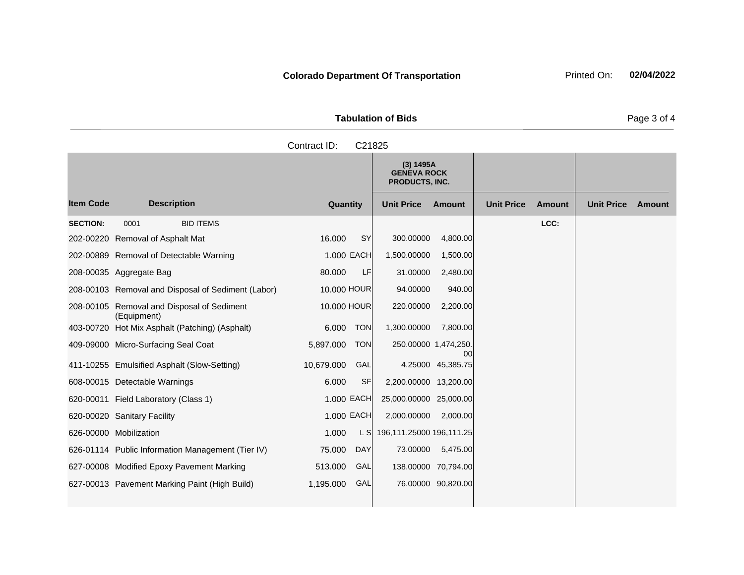**Colorado Department Of Transportation**

Printed On: **02/04/2022**

**Tabulation of Bids**

Contract ID: C21825

| Item Code | Description | Quantity | | (3) 1495A GENEVA ROCK PRODUCTS, INC. Unit Price | Amount | Unit Price | Amount | Unit Price | Amount |
|---|---|---|---|---|---|---|---|---|---|
| **SECTION:** | 0001 BID ITEMS | | | | | | LCC: | | |
| 202-00220 | Removal of Asphalt Mat | 16.000 | SY | 300.00000 | 4,800.00 | | | | |
| 202-00889 | Removal of Detectable Warning | 1.000 | EACH | 1,500.00000 | 1,500.00 | | | | |
| 208-00035 | Aggregate Bag | 80.000 | LF | 31.00000 | 2,480.00 | | | | |
| 208-00103 | Removal and Disposal of Sediment (Labor) | 10.000 | HOUR | 94.00000 | 940.00 | | | | |
| 208-00105 | Removal and Disposal of Sediment (Equipment) | 10.000 | HOUR | 220.00000 | 2,200.00 | | | | |
| 403-00720 | Hot Mix Asphalt (Patching) (Asphalt) | 6.000 | TON | 1,300.00000 | 7,800.00 | | | | |
| 409-09000 | Micro-Surfacing Seal Coat | 5,897.000 | TON | 250.00000 | 1,474,250.00 | | | | |
| 411-10255 | Emulsified Asphalt (Slow-Setting) | 10,679.000 | GAL | 4.25000 | 45,385.75 | | | | |
| 608-00015 | Detectable Warnings | 6.000 | SF | 2,200.00000 | 13,200.00 | | | | |
| 620-00011 | Field Laboratory (Class 1) | 1.000 | EACH | 25,000.00000 | 25,000.00 | | | | |
| 620-00020 | Sanitary Facility | 1.000 | EACH | 2,000.00000 | 2,000.00 | | | | |
| 626-00000 | Mobilization | 1.000 | L S | 196,111.25000 | 196,111.25 | | | | |
| 626-01114 | Public Information Management (Tier IV) | 75.000 | DAY | 73.00000 | 5,475.00 | | | | |
| 627-00008 | Modified Epoxy Pavement Marking | 513.000 | GAL | 138.00000 | 70,794.00 | | | | |
| 627-00013 | Pavement Marking Paint (High Build) | 1,195.000 | GAL | 76.00000 | 90,820.00 | | | | |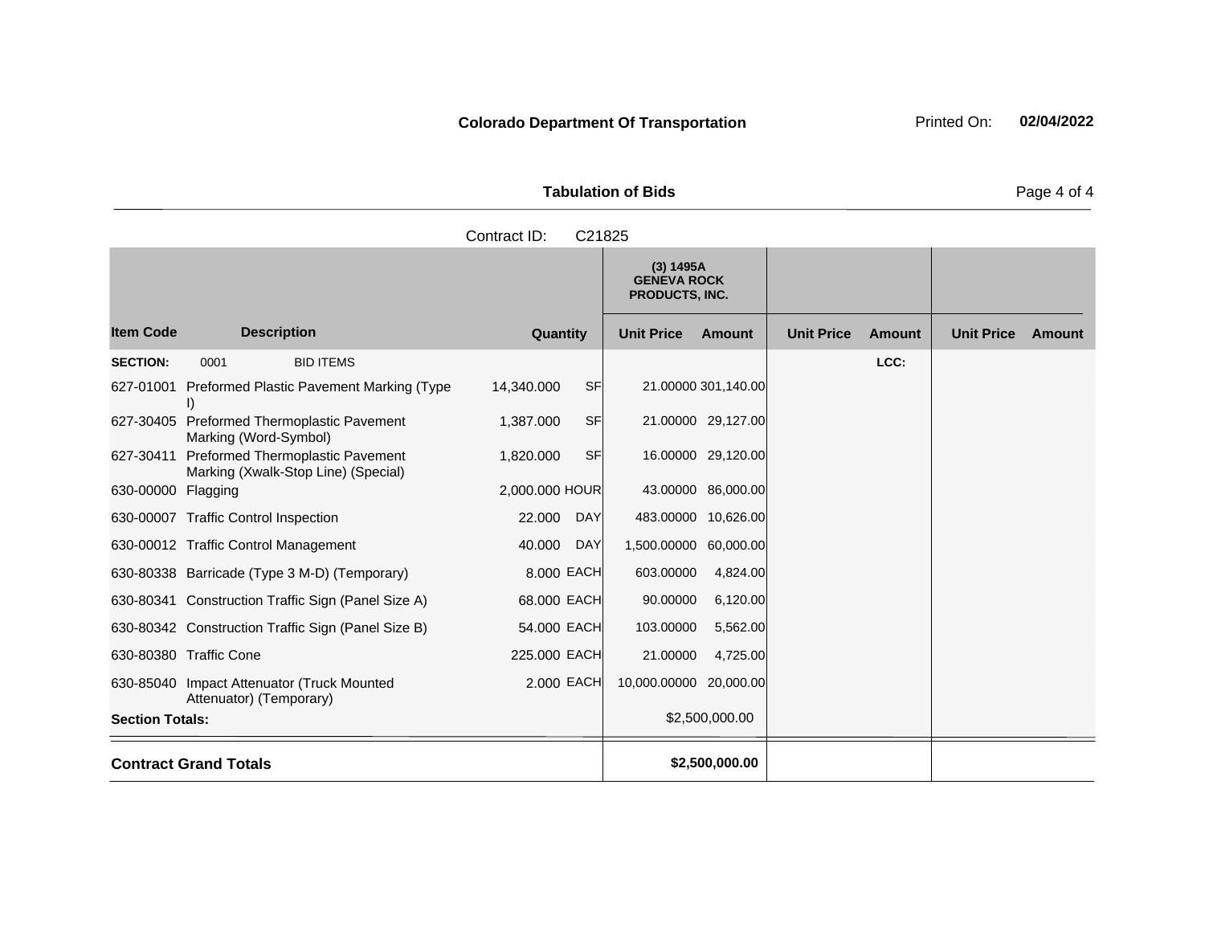**Colorado Department Of Transportation**

Printed On: **02/04/2022**

**Tabulation of Bids**

Contract ID: C21825

| Item Code | Description | Quantity | | (3) 1495A GENEVA ROCK PRODUCTS, INC. Unit Price | Amount | Unit Price | Amount | Unit Price | Amount |
|---|---|---|---|---|---|---|---|---|---|
| **SECTION:** | 0001 BID ITEMS | | | | | | LCC: | | |
| 627-01001 | Preformed Plastic Pavement Marking (Type I) | 14,340.000 | SF | 21.00000 | 301,140.00 | | | | |
| 627-30405 | Preformed Thermoplastic Pavement Marking (Word-Symbol) | 1,387.000 | SF | 21.00000 | 29,127.00 | | | | |
| 627-30411 | Preformed Thermoplastic Pavement Marking (Xwalk-Stop Line) (Special) | 1,820.000 | SF | 16.00000 | 29,120.00 | | | | |
| 630-00000 | Flagging | 2,000.000 | HOUR | 43.00000 | 86,000.00 | | | | |
| 630-00007 | Traffic Control Inspection | 22.000 | DAY | 483.00000 | 10,626.00 | | | | |
| 630-00012 | Traffic Control Management | 40.000 | DAY | 1,500.00000 | 60,000.00 | | | | |
| 630-80338 | Barricade (Type 3 M-D) (Temporary) | 8.000 | EACH | 603.00000 | 4,824.00 | | | | |
| 630-80341 | Construction Traffic Sign (Panel Size A) | 68.000 | EACH | 90.00000 | 6,120.00 | | | | |
| 630-80342 | Construction Traffic Sign (Panel Size B) | 54.000 | EACH | 103.00000 | 5,562.00 | | | | |
| 630-80380 | Traffic Cone | 225.000 | EACH | 21.00000 | 4,725.00 | | | | |
| 630-85040 | Impact Attenuator (Truck Mounted Attenuator) (Temporary) | 2.000 | EACH | 10,000.00000 | 20,000.00 | | | | |
| **Section Totals:** | | | | | $2,500,000.00 | | | | |
| **Contract Grand Totals** | | | | | **$2,500,000.00** | | | | |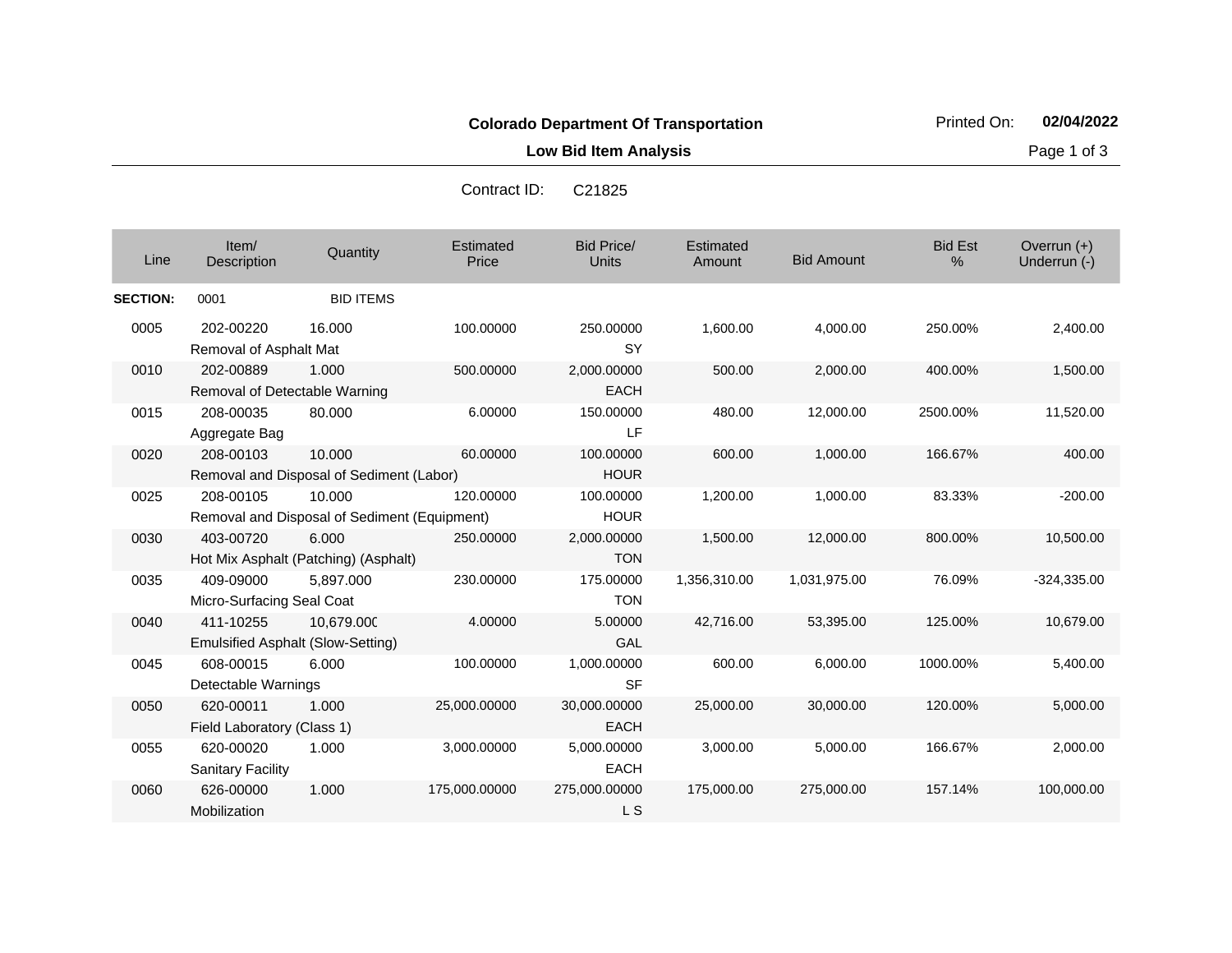**Colorado Department Of Transportation**

**Low Bid Item Analysis**

Printed On: **02/04/2022**

Contract ID: C21825

| Line | Item/ Description | Quantity | Estimated Price | Bid Price/ Units | Estimated Amount | Bid Amount | Bid Est % | Overrun (+) Underrun (-) |
|---|---|---|---|---|---|---|---|---|
| **SECTION:** | 0001 | BID ITEMS | | | | | | |
| 0005 | 202-00220 Removal of Asphalt Mat | 16.000 | 100.00000 | 250.00000 SY | 1,600.00 | 4,000.00 | 250.00% | 2,400.00 |
| 0010 | 202-00889 Removal of Detectable Warning | 1.000 | 500.00000 | 2,000.00000 EACH | 500.00 | 2,000.00 | 400.00% | 1,500.00 |
| 0015 | 208-00035 Aggregate Bag | 80.000 | 6.00000 | 150.00000 LF | 480.00 | 12,000.00 | 2500.00% | 11,520.00 |
| 0020 | 208-00103 Removal and Disposal of Sediment (Labor) | 10.000 | 60.00000 | 100.00000 HOUR | 600.00 | 1,000.00 | 166.67% | 400.00 |
| 0025 | 208-00105 Removal and Disposal of Sediment (Equipment) | 10.000 | 120.00000 | 100.00000 HOUR | 1,200.00 | 1,000.00 | 83.33% | -200.00 |
| 0030 | 403-00720 Hot Mix Asphalt (Patching) (Asphalt) | 6.000 | 250.00000 | 2,000.00000 TON | 1,500.00 | 12,000.00 | 800.00% | 10,500.00 |
| 0035 | 409-09000 Micro-Surfacing Seal Coat | 5,897.000 | 230.00000 | 175.00000 TON | 1,356,310.00 | 1,031,975.00 | 76.09% | -324,335.00 |
| 0040 | 411-10255 Emulsified Asphalt (Slow-Setting) | 10,679.000 | 4.00000 | 5.00000 GAL | 42,716.00 | 53,395.00 | 125.00% | 10,679.00 |
| 0045 | 608-00015 Detectable Warnings | 6.000 | 100.00000 | 1,000.00000 SF | 600.00 | 6,000.00 | 1000.00% | 5,400.00 |
| 0050 | 620-00011 Field Laboratory (Class 1) | 1.000 | 25,000.00000 | 30,000.00000 EACH | 25,000.00 | 30,000.00 | 120.00% | 5,000.00 |
| 0055 | 620-00020 Sanitary Facility | 1.000 | 3,000.00000 | 5,000.00000 EACH | 3,000.00 | 5,000.00 | 166.67% | 2,000.00 |
| 0060 | 626-00000 Mobilization | 1.000 | 175,000.00000 | 275,000.00000 L S | 175,000.00 | 275,000.00 | 157.14% | 100,000.00 |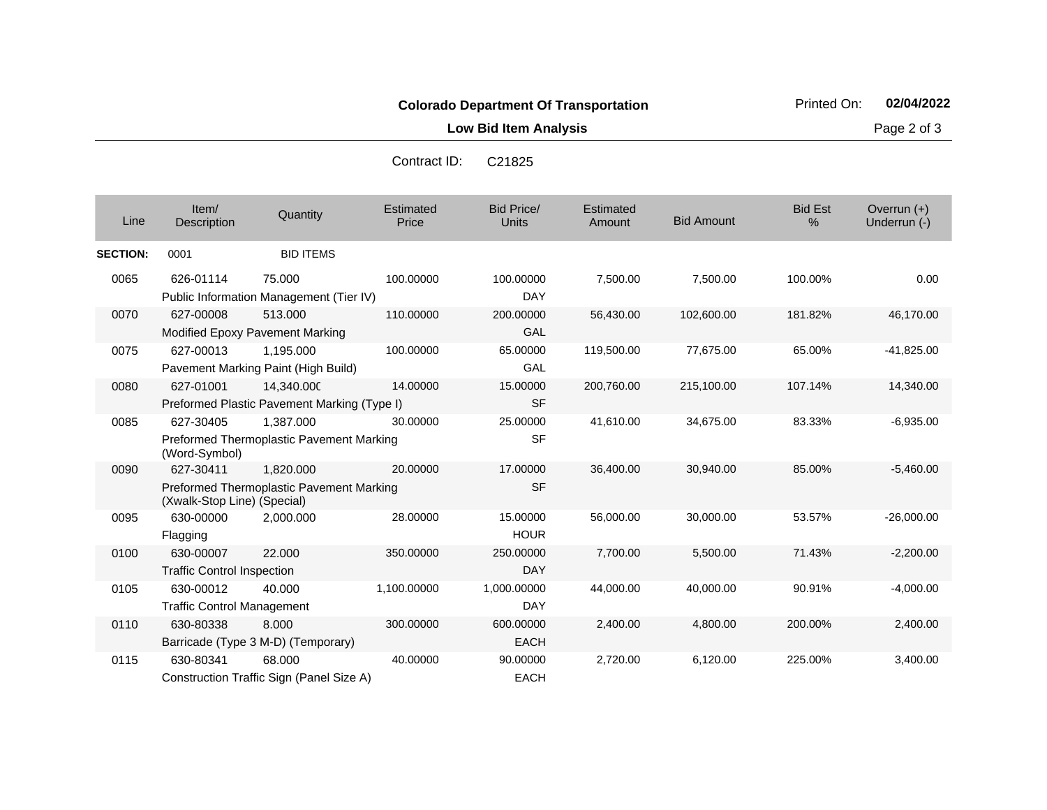**Colorado Department Of Transportation**

Printed On: **02/04/2022**

**Low Bid Item Analysis**

Contract ID: C21825

| Line | Item/ Description | Quantity | Estimated Price | Bid Price/ Units | Estimated Amount | Bid Amount | Bid Est % | Overrun (+) Underrun (-) |
|---|---|---|---|---|---|---|---|---|
| **SECTION:** | 0001 | BID ITEMS | | | | | | |
| 0065 | 626-01114 Public Information Management (Tier IV) | 75.000 | 100.00000 | 100.00000 DAY | 7,500.00 | 7,500.00 | 100.00% | 0.00 |
| 0070 | 627-00008 Modified Epoxy Pavement Marking | 513.000 | 110.00000 | 200.00000 GAL | 56,430.00 | 102,600.00 | 181.82% | 46,170.00 |
| 0075 | 627-00013 Pavement Marking Paint (High Build) | 1,195.000 | 100.00000 | 65.00000 GAL | 119,500.00 | 77,675.00 | 65.00% | -41,825.00 |
| 0080 | 627-01001 Preformed Plastic Pavement Marking (Type I) | 14,340.000 | 14.00000 | 15.00000 SF | 200,760.00 | 215,100.00 | 107.14% | 14,340.00 |
| 0085 | 627-30405 Preformed Thermoplastic Pavement Marking (Word-Symbol) | 1,387.000 | 30.00000 | 25.00000 SF | 41,610.00 | 34,675.00 | 83.33% | -6,935.00 |
| 0090 | 627-30411 Preformed Thermoplastic Pavement Marking (Xwalk-Stop Line) (Special) | 1,820.000 | 20.00000 | 17.00000 SF | 36,400.00 | 30,940.00 | 85.00% | -5,460.00 |
| 0095 | 630-00000 Flagging | 2,000.000 | 28.00000 | 15.00000 HOUR | 56,000.00 | 30,000.00 | 53.57% | -26,000.00 |
| 0100 | 630-00007 Traffic Control Inspection | 22.000 | 350.00000 | 250.00000 DAY | 7,700.00 | 5,500.00 | 71.43% | -2,200.00 |
| 0105 | 630-00012 Traffic Control Management | 40.000 | 1,100.00000 | 1,000.00000 DAY | 44,000.00 | 40,000.00 | 90.91% | -4,000.00 |
| 0110 | 630-80338 Barricade (Type 3 M-D) (Temporary) | 8.000 | 300.00000 | 600.00000 EACH | 2,400.00 | 4,800.00 | 200.00% | 2,400.00 |
| 0115 | 630-80341 Construction Traffic Sign (Panel Size A) | 68.000 | 40.00000 | 90.00000 EACH | 2,720.00 | 6,120.00 | 225.00% | 3,400.00 |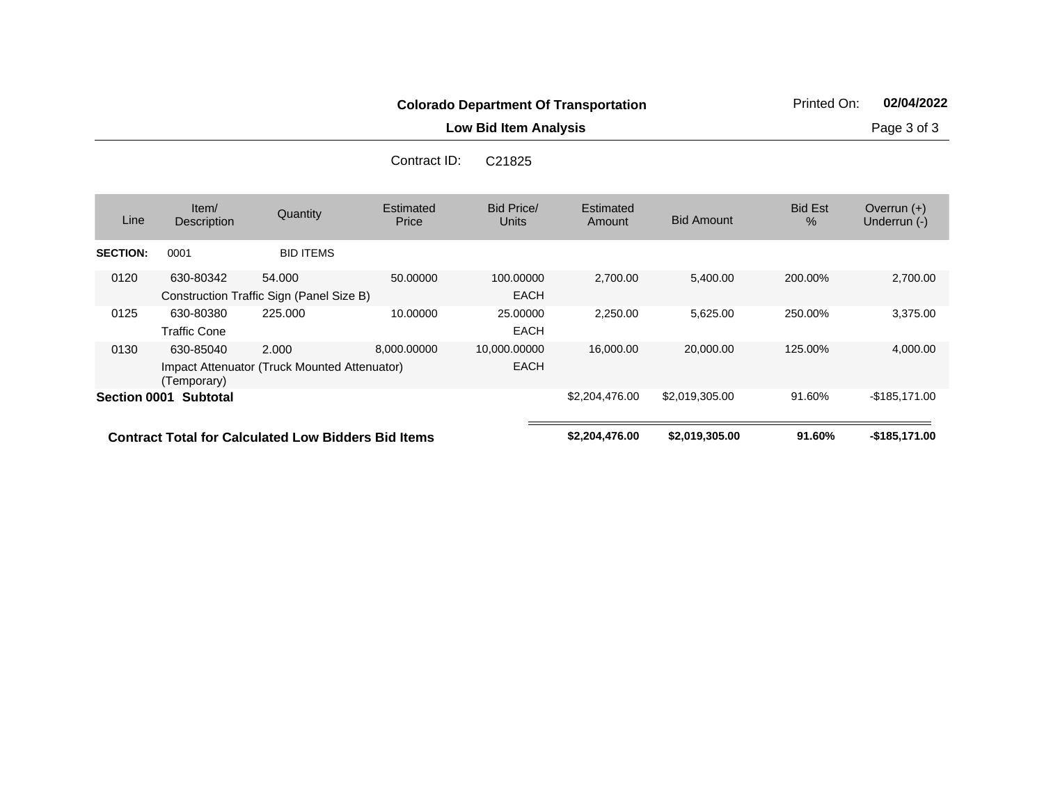**Colorado Department Of Transportation**

**Low Bid Item Analysis**

Printed On: **02/04/2022**

Contract ID: C21825

| Line | Item/ Description | Quantity | Estimated Price | Bid Price/ Units | Estimated Amount | Bid Amount | Bid Est % | Overrun (+) Underrun (-) |
|---|---|---|---|---|---|---|---|---|
| **SECTION:** | 0001 | BID ITEMS | | | | | | |
| 0120 | 630-80342 | 54.000 | 50.00000 | 100.00000 | 2,700.00 | 5,400.00 | 200.00% | 2,700.00 |
| | Construction Traffic Sign (Panel Size B) | | | EACH | | | | |
| 0125 | 630-80380 | 225.000 | 10.00000 | 25.00000 | 2,250.00 | 5,625.00 | 250.00% | 3,375.00 |
| | Traffic Cone | | | EACH | | | | |
| 0130 | 630-85040 | 2.000 | 8,000.00000 | 10,000.00000 | 16,000.00 | 20,000.00 | 125.00% | 4,000.00 |
| | Impact Attenuator (Truck Mounted Attenuator) (Temporary) | | | EACH | | | | |
| **Section 0001 Subtotal** | | | | | $2,204,476.00 | $2,019,305.00 | 91.60% | -$185,171.00 |
| **Contract Total for Calculated Low Bidders Bid Items** | | | | | **$2,204,476.00** | **$2,019,305.00** | **91.60%** | **-$185,171.00** |